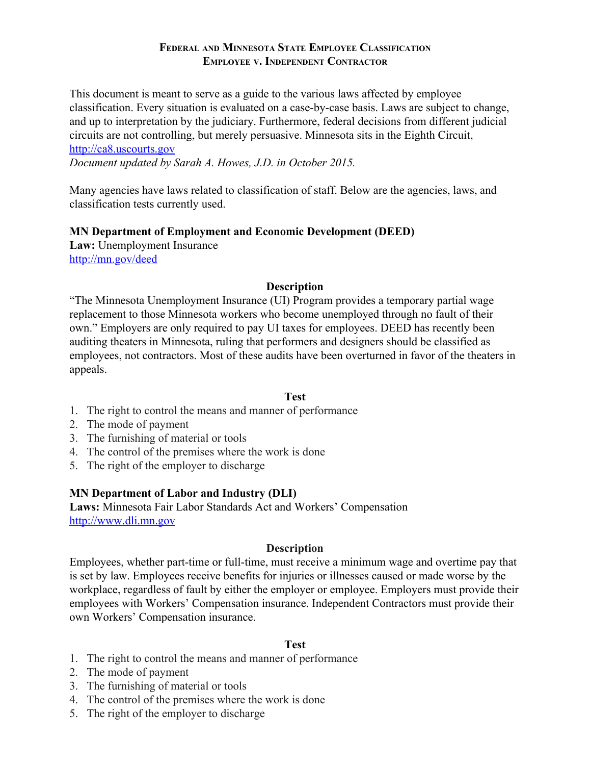# Federal and Minnesota State Employee Classification
## Employee v. Independent Contractor

This document is meant to serve as a guide to the various laws affected by employee classification. Every situation is evaluated on a case-by-case basis. Laws are subject to change, and up to interpretation by the judiciary. Furthermore, federal decisions from different judicial circuits are not controlling, but merely persuasive. Minnesota sits in the Eighth Circuit, [http://ca8.uscourts.gov](http://ca8.uscourts.gov)

*Document updated by Sarah A. Howes, J.D. in October 2015.*

Many agencies have laws related to classification of staff. Below are the agencies, laws, and classification tests currently used.

**MN Department of Employment and Economic Development (DEED)**

**Law:** Unemployment Insurance

[http://mn.gov/deed](http://mn.gov/deed)

**Description**

"The Minnesota Unemployment Insurance (UI) Program provides a temporary partial wage replacement to those Minnesota workers who become unemployed through no fault of their own." Employers are only required to pay UI taxes for employees. DEED has recently been auditing theaters in Minnesota, ruling that performers and designers should be classified as employees, not contractors. Most of these audits have been overturned in favor of the theaters in appeals.

**Test**

1. The right to control the means and manner of performance
2. The mode of payment
3. The furnishing of material or tools
4. The control of the premises where the work is done
5. The right of the employer to discharge

**MN Department of Labor and Industry (DLI)**

**Laws:** Minnesota Fair Labor Standards Act and Workers' Compensation

[http://www.dli.mn.gov](http://www.dli.mn.gov)

**Description**

Employees, whether part-time or full-time, must receive a minimum wage and overtime pay that is set by law. Employees receive benefits for injuries or illnesses caused or made worse by the workplace, regardless of fault by either the employer or employee. Employers must provide their employees with Workers' Compensation insurance. Independent Contractors must provide their own Workers' Compensation insurance.

**Test**

1. The right to control the means and manner of performance
2. The mode of payment
3. The furnishing of material or tools
4. The control of the premises where the work is done
5. The right of the employer to discharge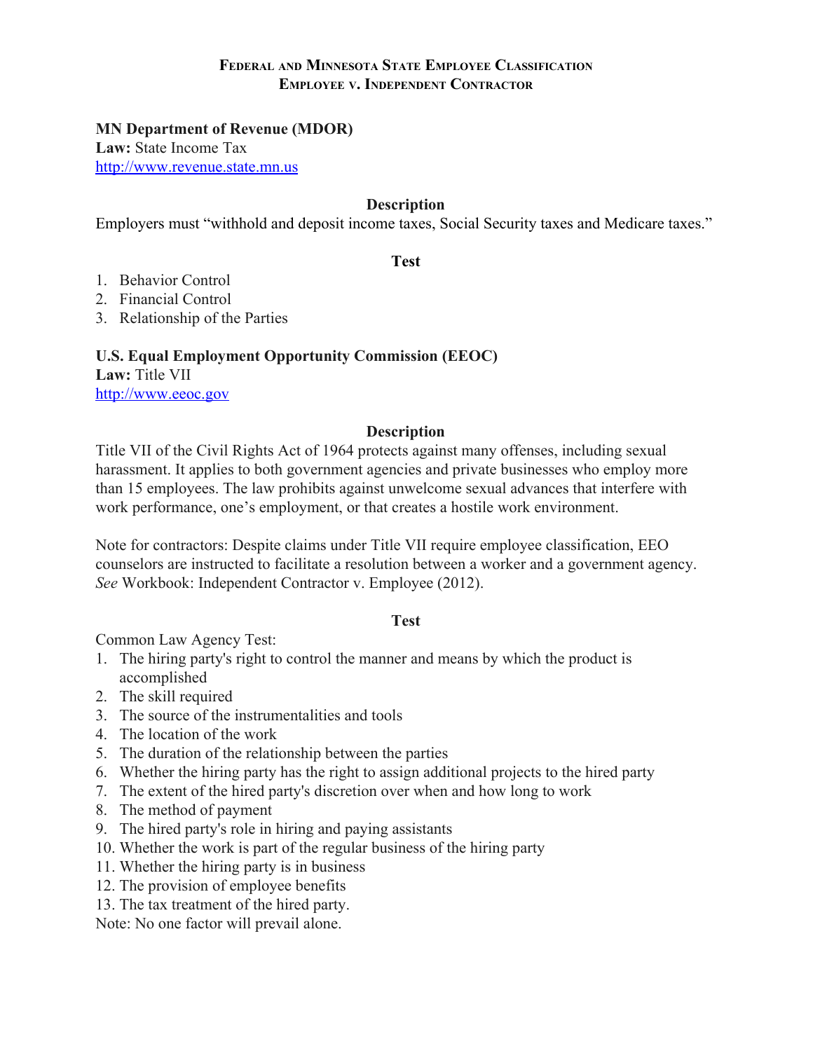# Federal and Minnesota State Employee Classification
## Employee v. Independent Contractor

**MN Department of Revenue (MDOR)**
**Law:** State Income Tax
http://www.revenue.state.mn.us

### Description

Employers must "withhold and deposit income taxes, Social Security taxes and Medicare taxes."

### Test

1. Behavior Control
2. Financial Control
3. Relationship of the Parties

**U.S. Equal Employment Opportunity Commission (EEOC)**
**Law:** Title VII
http://www.eeoc.gov

### Description

Title VII of the Civil Rights Act of 1964 protects against many offenses, including sexual harassment. It applies to both government agencies and private businesses who employ more than 15 employees. The law prohibits against unwelcome sexual advances that interfere with work performance, one's employment, or that creates a hostile work environment.

Note for contractors: Despite claims under Title VII require employee classification, EEO counselors are instructed to facilitate a resolution between a worker and a government agency. *See* Workbook: Independent Contractor v. Employee (2012).

### Test

Common Law Agency Test:

1. The hiring party's right to control the manner and means by which the product is accomplished
2. The skill required
3. The source of the instrumentalities and tools
4. The location of the work
5. The duration of the relationship between the parties
6. Whether the hiring party has the right to assign additional projects to the hired party
7. The extent of the hired party's discretion over when and how long to work
8. The method of payment
9. The hired party's role in hiring and paying assistants
10. Whether the work is part of the regular business of the hiring party
11. Whether the hiring party is in business
12. The provision of employee benefits
13. The tax treatment of the hired party.

Note: No one factor will prevail alone.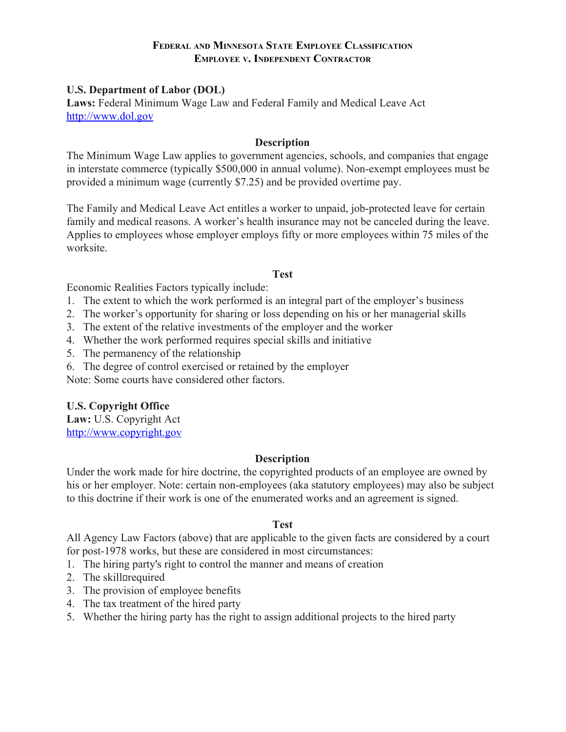## Federal and Minnesota State Employee Classification
## Employee v. Independent Contractor

**U.S. Department of Labor (DOL)**
**Laws:** Federal Minimum Wage Law and Federal Family and Medical Leave Act
http://www.dol.gov

**Description**

The Minimum Wage Law applies to government agencies, schools, and companies that engage in interstate commerce (typically $500,000 in annual volume). Non-exempt employees must be provided a minimum wage (currently $7.25) and be provided overtime pay.

The Family and Medical Leave Act entitles a worker to unpaid, job-protected leave for certain family and medical reasons. A worker's health insurance may not be canceled during the leave. Applies to employees whose employer employs fifty or more employees within 75 miles of the worksite.

**Test**

Economic Realities Factors typically include:

1. The extent to which the work performed is an integral part of the employer's business
2. The worker's opportunity for sharing or loss depending on his or her managerial skills
3. The extent of the relative investments of the employer and the worker
4. Whether the work performed requires special skills and initiative
5. The permanency of the relationship
6. The degree of control exercised or retained by the employer

Note: Some courts have considered other factors.

**U.S. Copyright Office**
**Law:** U.S. Copyright Act
http://www.copyright.gov

**Description**

Under the work made for hire doctrine, the copyrighted products of an employee are owned by his or her employer. Note: certain non-employees (aka statutory employees) may also be subject to this doctrine if their work is one of the enumerated works and an agreement is signed.

**Test**

All Agency Law Factors (above) that are applicable to the given facts are considered by a court for post-1978 works, but these are considered in most circumstances:

1. The hiring party's right to control the manner and means of creation
2. The skill required
3. The provision of employee benefits
4. The tax treatment of the hired party
5. Whether the hiring party has the right to assign additional projects to the hired party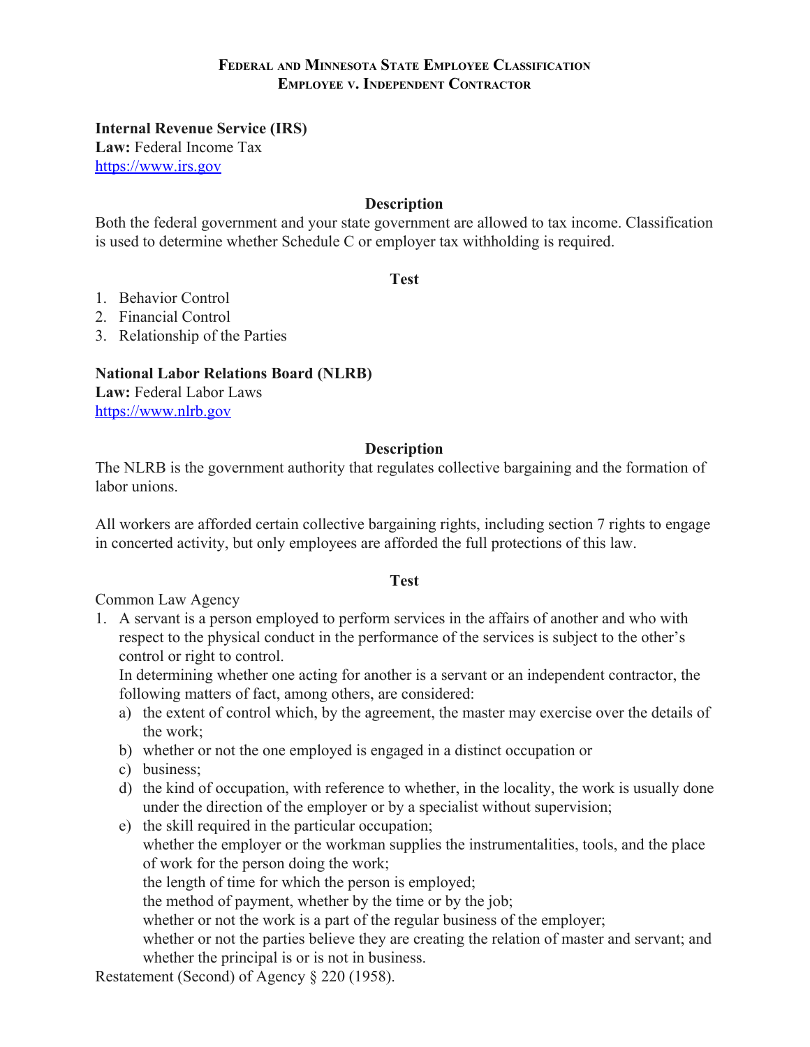#### Federal and Minnesota State Employee Classification
#### Employee v. Independent Contractor

**Internal Revenue Service (IRS)**
**Law:** Federal Income Tax
https://www.irs.gov

**Description**

Both the federal government and your state government are allowed to tax income. Classification is used to determine whether Schedule C or employer tax withholding is required.

**Test**

1. Behavior Control
2. Financial Control
3. Relationship of the Parties

**National Labor Relations Board (NLRB)**
**Law:** Federal Labor Laws
https://www.nlrb.gov

**Description**

The NLRB is the government authority that regulates collective bargaining and the formation of labor unions.

All workers are afforded certain collective bargaining rights, including section 7 rights to engage in concerted activity, but only employees are afforded the full protections of this law.

**Test**

Common Law Agency

1. A servant is a person employed to perform services in the affairs of another and who with respect to the physical conduct in the performance of the services is subject to the other's control or right to control.
   In determining whether one acting for another is a servant or an independent contractor, the following matters of fact, among others, are considered:
   a) the extent of control which, by the agreement, the master may exercise over the details of the work;
   b) whether or not the one employed is engaged in a distinct occupation or
   c) business;
   d) the kind of occupation, with reference to whether, in the locality, the work is usually done under the direction of the employer or by a specialist without supervision;
   e) the skill required in the particular occupation;
      whether the employer or the workman supplies the instrumentalities, tools, and the place of work for the person doing the work;
      the length of time for which the person is employed;
      the method of payment, whether by the time or by the job;
      whether or not the work is a part of the regular business of the employer;
      whether or not the parties believe they are creating the relation of master and servant; and
      whether the principal is or is not in business.

Restatement (Second) of Agency § 220 (1958).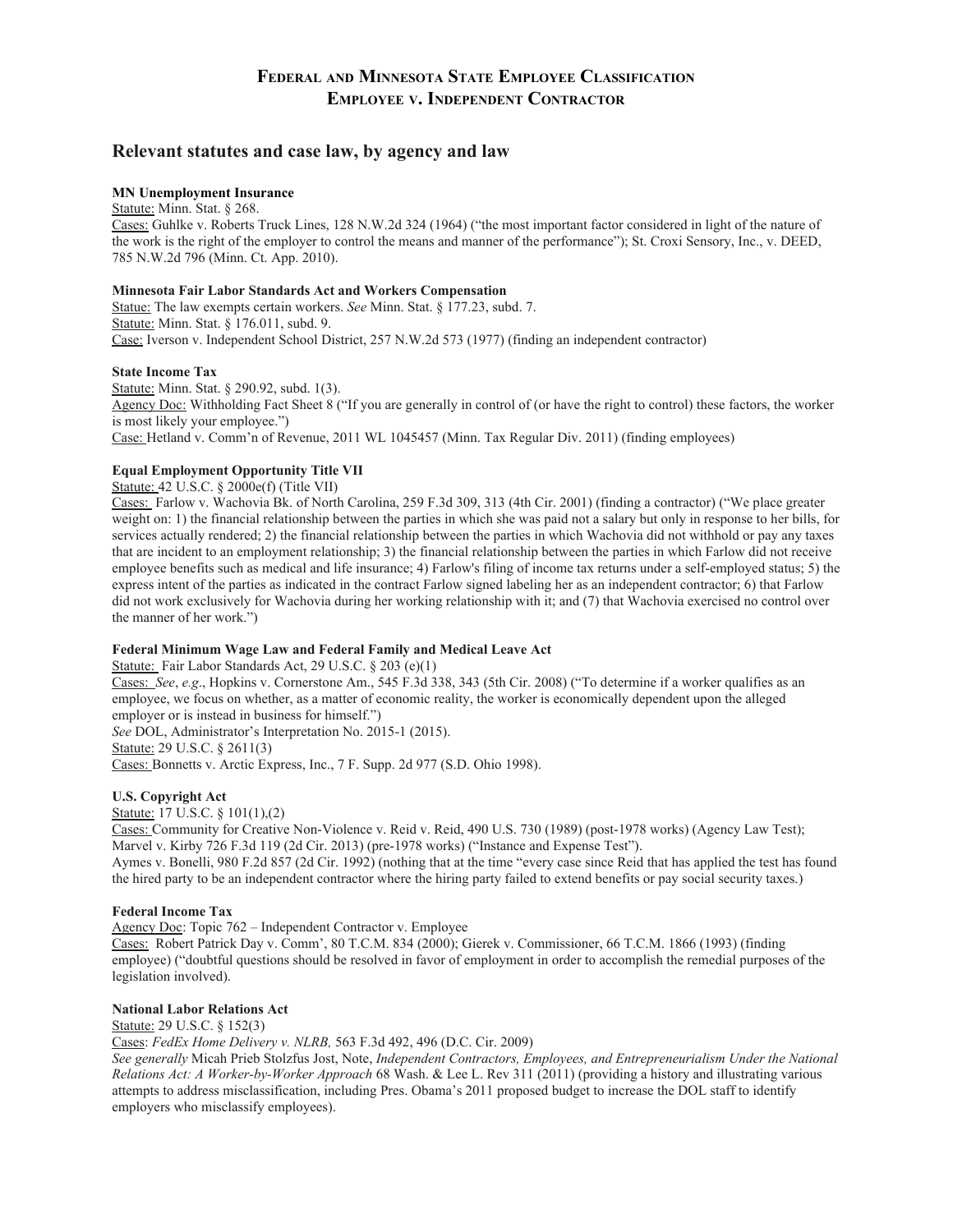# Federal and Minnesota State Employee Classification
# Employee v. Independent Contractor

## Relevant statutes and case law, by agency and law

**MN Unemployment Insurance**

Statute: Minn. Stat. § 268.

Cases: Guhlke v. Roberts Truck Lines, 128 N.W.2d 324 (1964) ("the most important factor considered in light of the nature of the work is the right of the employer to control the means and manner of the performance"); St. Croxi Sensory, Inc., v. DEED, 785 N.W.2d 796 (Minn. Ct. App. 2010).

**Minnesota Fair Labor Standards Act and Workers Compensation**

Statue: The law exempts certain workers. *See* Minn. Stat. § 177.23, subd. 7.

Statute: Minn. Stat. § 176.011, subd. 9.

Case: Iverson v. Independent School District, 257 N.W.2d 573 (1977) (finding an independent contractor)

**State Income Tax**

Statute: Minn. Stat. § 290.92, subd. 1(3).

Agency Doc: Withholding Fact Sheet 8 ("If you are generally in control of (or have the right to control) these factors, the worker is most likely your employee.")

Case: Hetland v. Comm'n of Revenue, 2011 WL 1045457 (Minn. Tax Regular Div. 2011) (finding employees)

**Equal Employment Opportunity Title VII**

Statute: 42 U.S.C. § 2000e(f) (Title VII)

Cases: Farlow v. Wachovia Bk. of North Carolina, 259 F.3d 309, 313 (4th Cir. 2001) (finding a contractor) ("We place greater weight on: 1) the financial relationship between the parties in which she was paid not a salary but only in response to her bills, for services actually rendered; 2) the financial relationship between the parties in which Wachovia did not withhold or pay any taxes that are incident to an employment relationship; 3) the financial relationship between the parties in which Farlow did not receive employee benefits such as medical and life insurance; 4) Farlow's filing of income tax returns under a self-employed status; 5) the express intent of the parties as indicated in the contract Farlow signed labeling her as an independent contractor; 6) that Farlow did not work exclusively for Wachovia during her working relationship with it; and (7) that Wachovia exercised no control over the manner of her work.")

**Federal Minimum Wage Law and Federal Family and Medical Leave Act**

Statute: Fair Labor Standards Act, 29 U.S.C. § 203 (e)(1)

Cases: *See*, *e.g*., Hopkins v. Cornerstone Am., 545 F.3d 338, 343 (5th Cir. 2008) ("To determine if a worker qualifies as an employee, we focus on whether, as a matter of economic reality, the worker is economically dependent upon the alleged employer or is instead in business for himself.")

*See* DOL, Administrator's Interpretation No. 2015-1 (2015).

Statute: 29 U.S.C. § 2611(3)

Cases: Bonnetts v. Arctic Express, Inc., 7 F. Supp. 2d 977 (S.D. Ohio 1998).

**U.S. Copyright Act**

Statute: 17 U.S.C. § 101(1),(2)

Cases: Community for Creative Non-Violence v. Reid v. Reid, 490 U.S. 730 (1989) (post-1978 works) (Agency Law Test); Marvel v. Kirby 726 F.3d 119 (2d Cir. 2013) (pre-1978 works) ("Instance and Expense Test").

Aymes v. Bonelli, 980 F.2d 857 (2d Cir. 1992) (nothing that at the time "every case since Reid that has applied the test has found the hired party to be an independent contractor where the hiring party failed to extend benefits or pay social security taxes.)

**Federal Income Tax**

Agency Doc: Topic 762 – Independent Contractor v. Employee

Cases: Robert Patrick Day v. Comm', 80 T.C.M. 834 (2000); Gierek v. Commissioner, 66 T.C.M. 1866 (1993) (finding employee) ("doubtful questions should be resolved in favor of employment in order to accomplish the remedial purposes of the legislation involved).

**National Labor Relations Act**

Statute: 29 U.S.C. § 152(3)

Cases: *FedEx Home Delivery v. NLRB,* 563 F.3d 492, 496 (D.C. Cir. 2009)

*See generally* Micah Prieb Stolzfus Jost, Note, *Independent Contractors, Employees, and Entrepreneurialism Under the National Relations Act: A Worker-by-Worker Approach* 68 Wash. & Lee L. Rev 311 (2011) (providing a history and illustrating various attempts to address misclassification, including Pres. Obama's 2011 proposed budget to increase the DOL staff to identify employers who misclassify employees).